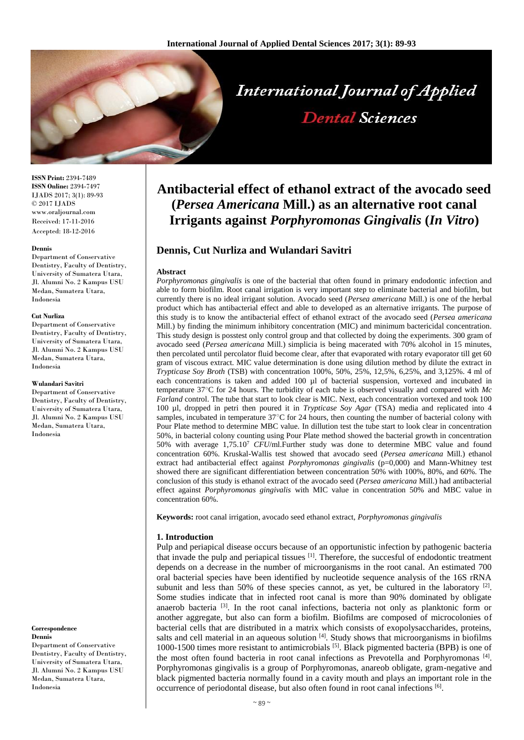# Antibacterial effect of ethanol extract of the avocado seed (*Persea Americana* Mill.) as an alternative root canal Irrigants against *Porphyromonas Gingivalis* (*In Vitro*)

**Dennis, Cut Nurliza and Wulandari Savitri**

ISSN Print: 2394-7489
ISSN Online: 2394-7497
IJADS 2017; 3(1): 89-93
© 2017 IJADS
www.oraljournal.com
Received: 17-11-2016
Accepted: 18-12-2016

**Dennis**
Department of Conservative Dentistry, Faculty of Dentistry, University of Sumatera Utara, Jl. Alumni No. 2 Kampus USU Medan, Sumatera Utara, Indonesia

**Cut Nurliza**
Department of Conservative Dentistry, Faculty of Dentistry, University of Sumatera Utara, Jl. Alumni No. 2 Kampus USU Medan, Sumatera Utara, Indonesia

**Wulandari Savitri**
Department of Conservative Dentistry, Faculty of Dentistry, University of Sumatera Utara, Jl. Alumni No. 2 Kampus USU Medan, Sumatera Utara, Indonesia

**Correspondence**
**Dennis**
Department of Conservative Dentistry, Faculty of Dentistry, University of Sumatera Utara, Jl. Alumni No. 2 Kampus USU Medan, Sumatera Utara, Indonesia

**Abstract**

*Porphyromonas gingivalis* is one of the bacterial that often found in primary endodontic infection and able to form biofilm. Root canal irrigation is very important step to eliminate bacterial and biofilm, but currently there is no ideal irrigant solution. Avocado seed (*Persea americana* Mill.) is one of the herbal product which has antibacterial effect and able to developed as an alternative irrigants. The purpose of this study is to know the antibacterial effect of ethanol extract of the avocado seed (*Persea americana* Mill.) by finding the minimum inhibitory concentration (MIC) and minimum bactericidal concentration. This study design is posstest only control group and that collected by doing the experiments. 300 gram of avocado seed (*Persea americana* Mill.) simplicia is being macerated with 70% alcohol in 15 minutes, then percolated until percolator fluid become clear, after that evaporated with rotary evaporator till get 60 gram of viscous extract. MIC value determination is done using dilution method by dilute the extract in *Trypticase Soy Broth* (TSB) with concentration 100%, 50%, 25%, 12,5%, 6,25%, and 3,125%. 4 ml of each concentrations is taken and added 100 µl of bacterial suspension, vortexed and incubated in temperature 37°C for 24 hours. The turbidity of each tube is observed visually and compared with *Mc Farland* control. The tube that start to look clear is MIC. Next, each concentration vortexed and took 100 100 µl, dropped in petri then poured it in *Trypticase Soy Agar* (TSA) media and replicated into 4 samples, incubated in temperature 37°C for 24 hours, then counting the number of bacterial colony with Pour Plate method to determine MBC value. In dillution test the tube start to look clear in concentration 50%, in bacterial colony counting using Pour Plate method showed the bacterial growth in concentration 50% with average $1{,}75.10^7$ *CFU*/ml.Further study was done to determine MBC value and found concentration 60%. Kruskal-Wallis test showed that avocado seed (*Persea americana* Mill.) ethanol extract had antibacterial effect against *Porphyromonas gingivalis* (p=0,000) and Mann-Whitney test showed there are significant differentiation between concentration 50% with 100%, 80%, and 60%. The conclusion of this study is ethanol extract of the avocado seed (*Persea americana* Mill.) had antibacterial effect against *Porphyromonas gingivalis* with MIC value in concentration 50% and MBC value in concentration 60%.

**Keywords:** root canal irrigation, avocado seed ethanol extract, *Porphyromonas gingivalis*

## 1. Introduction

Pulp and periapical disease occurs because of an opportunistic infection by pathogenic bacteria that invade the pulp and periapical tissues [1]. Therefore, the succesful of endodontic treatment depends on a decrease in the number of microorganisms in the root canal. An estimated 700 oral bacterial species have been identified by nucleotide sequence analysis of the 16S rRNA subunit and less than 50% of these species cannot, as yet, be cultured in the laboratory [2]. Some studies indicate that in infected root canal is more than 90% dominated by obligate anaerob bacteria [3]. In the root canal infections, bacteria not only as planktonic form or another aggregate, but also can form a biofilm. Biofilms are composed of microcolonies of bacterial cells that are distributed in a matrix which consists of exopolysaccharides, proteins, salts and cell material in an aqueous solution [4]. Study shows that microorganisms in biofilms 1000-1500 times more resistant to antimicrobials [5]. Black pigmented bacteria (BPB) is one of the most often found bacteria in root canal infections as Prevotella and Porphyromonas [4]. Porphyromonas gingivalis is a group of Porphyromonas, anareob obligate, gram-negative and black pigmented bacteria normally found in a cavity mouth and plays an important role in the occurrence of periodontal disease, but also often found in root canal infections [6].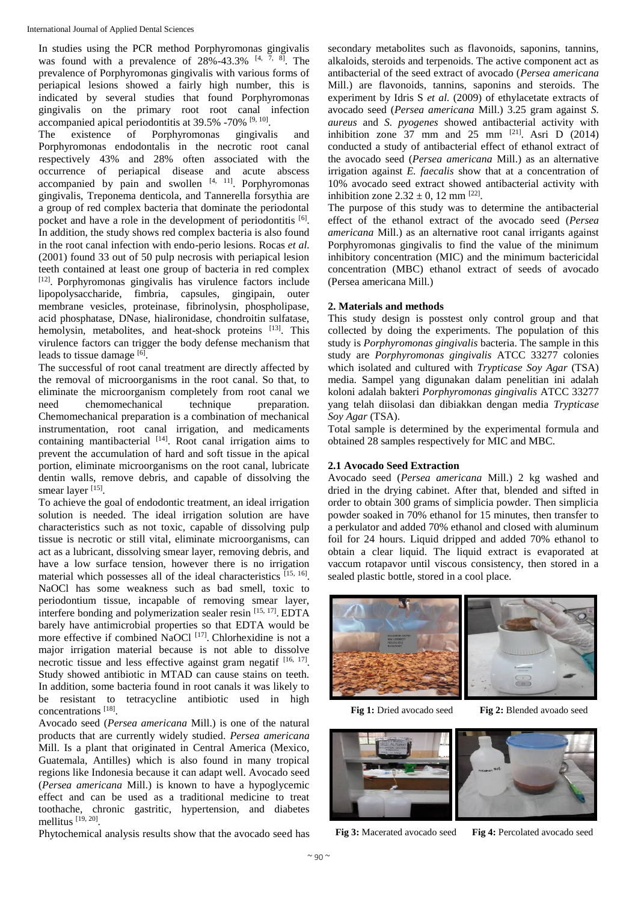In studies using the PCR method Porphyromonas gingivalis was found with a prevalence of 28%-43.3% [4, 7, 8]. The prevalence of Porphyromonas gingivalis with various forms of periapical lesions showed a fairly high number, this is indicated by several studies that found Porphyromonas gingivalis on the primary root root canal infection accompanied apical periodontitis at 39.5% -70% [9, 10].

The existence of Porphyromonas gingivalis and Porphyromonas endodontalis in the necrotic root canal respectively 43% and 28% often associated with the occurrence of periapical disease and acute abscess accompanied by pain and swollen [4, 11]. Porphyromonas gingivalis, Treponema denticola, and Tannerella forsythia are a group of red complex bacteria that dominate the periodontal pocket and have a role in the development of periodontitis [6]. In addition, the study shows red complex bacteria is also found in the root canal infection with endo-perio lesions. Rocas *et al.* (2001) found 33 out of 50 pulp necrosis with periapical lesion teeth contained at least one group of bacteria in red complex [12]. Porphyromonas gingivalis has virulence factors include lipopolysaccharide, fimbria, capsules, gingipain, outer membrane vesicles, proteinase, fibrinolysin, phospholipase, acid phosphatase, DNase, hialironidase, chondroitin sulfatase, hemolysin, metabolites, and heat-shock proteins [13]. This virulence factors can trigger the body defense mechanism that leads to tissue damage [6].

The successful of root canal treatment are directly affected by the removal of microorganisms in the root canal. So that, to eliminate the microorganism completely from root canal we need chemomechanical technique preparation. Chemomechanical preparation is a combination of mechanical instrumentation, root canal irrigation, and medicaments containing mantibacterial [14]. Root canal irrigation aims to prevent the accumulation of hard and soft tissue in the apical portion, eliminate microorganisms on the root canal, lubricate dentin walls, remove debris, and capable of dissolving the smear layer [15].

To achieve the goal of endodontic treatment, an ideal irrigation solution is needed. The ideal irrigation solution are have characteristics such as not toxic, capable of dissolving pulp tissue is necrotic or still vital, eliminate microorganisms, can act as a lubricant, dissolving smear layer, removing debris, and have a low surface tension, however there is no irrigation material which possesses all of the ideal characteristics [15, 16]. NaOCl has some weakness such as bad smell, toxic to periodontium tissue, incapable of removing smear layer, interfere bonding and polymerization sealer resin [15, 17]. EDTA barely have antimicrobial properties so that EDTA would be more effective if combined NaOCl [17]. Chlorhexidine is not a major irrigation material because is not able to dissolve necrotic tissue and less effective against gram negatif [16, 17]. Study showed antibiotic in MTAD can cause stains on teeth. In addition, some bacteria found in root canals it was likely to be resistant to tetracycline antibiotic used in high concentrations [18].

Avocado seed (*Persea americana* Mill.) is one of the natural products that are currently widely studied. *Persea americana* Mill. Is a plant that originated in Central America (Mexico, Guatemala, Antilles) which is also found in many tropical regions like Indonesia because it can adapt well. Avocado seed (*Persea americana* Mill.) is known to have a hypoglycemic effect and can be used as a traditional medicine to treat toothache, chronic gastritic, hypertension, and diabetes mellitus [19, 20].

Phytochemical analysis results show that the avocado seed has secondary metabolites such as flavonoids, saponins, tannins, alkaloids, steroids and terpenoids. The active component act as antibacterial of the seed extract of avocado (*Persea americana* Mill.) are flavonoids, tannins, saponins and steroids. The experiment by Idris S *et al.* (2009) of ethylacetate extracts of avocado seed (*Persea americana* Mill.) 3.25 gram against *S. aureus* and *S. pyogenes* showed antibacterial activity with inhibition zone 37 mm and 25 mm [21]. Asri D (2014) conducted a study of antibacterial effect of ethanol extract of the avocado seed (*Persea americana* Mill.) as an alternative irrigation against *E. faecalis* show that at a concentration of 10% avocado seed extract showed antibacterial activity with inhibition zone $2.32 \pm 0, 12$ mm [22].

The purpose of this study was to determine the antibacterial effect of the ethanol extract of the avocado seed (*Persea americana* Mill.) as an alternative root canal irrigants against Porphyromonas gingivalis to find the value of the minimum inhibitory concentration (MIC) and the minimum bactericidal concentration (MBC) ethanol extract of seeds of avocado (Persea americana Mill.)

## 2. Materials and methods

This study design is posstest only control group and that collected by doing the experiments. The population of this study is *Porphyromonas gingivalis* bacteria. The sample in this study are *Porphyromonas gingivalis* ATCC 33277 colonies which isolated and cultured with *Trypticase Soy Agar* (TSA) media. Sampel yang digunakan dalam penelitian ini adalah koloni adalah bakteri *Porphyromonas gingivalis* ATCC 33277 yang telah diisolasi dan dibiakkan dengan media *Trypticase Soy Agar* (TSA).

Total sample is determined by the experimental formula and obtained 28 samples respectively for MIC and MBC.

### 2.1 Avocado Seed Extraction

Avocado seed (*Persea americana* Mill.) 2 kg washed and dried in the drying cabinet. After that, blended and sifted in order to obtain 300 grams of simplicia powder. Then simplicia powder soaked in 70% ethanol for 15 minutes, then transfer to a perkulator and added 70% ethanol and closed with aluminum foil for 24 hours. Liquid dripped and added 70% ethanol to obtain a clear liquid. The liquid extract is evaporated at vaccum rotapavor until viscous consistency, then stored in a sealed plastic bottle, stored in a cool place.

**Fig 1:** Dried avocado seed

**Fig 2:** Blended avoado seed

**Fig 3:** Macerated avocado seed

**Fig 4:** Percolated avocado seed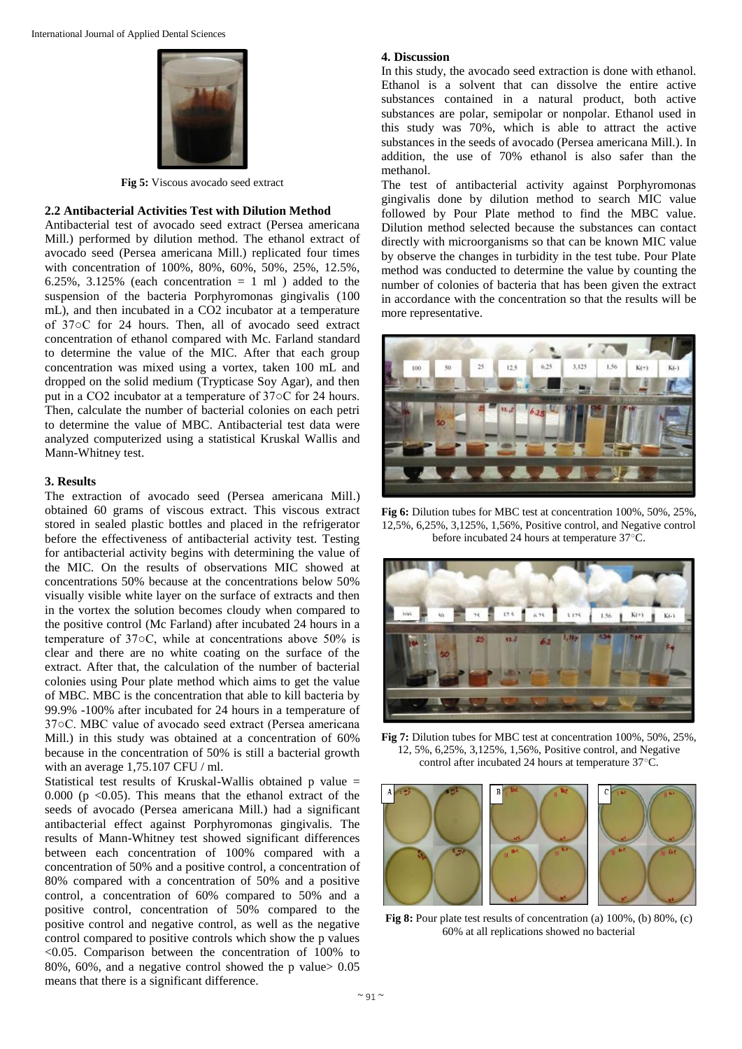Fig 5: Viscous avocado seed extract

### 2.2 Antibacterial Activities Test with Dilution Method

Antibacterial test of avocado seed extract (Persea americana Mill.) performed by dilution method. The ethanol extract of avocado seed (Persea americana Mill.) replicated four times with concentration of 100%, 80%, 60%, 50%, 25%, 12.5%, 6.25%, 3.125% (each concentration = 1 ml ) added to the suspension of the bacteria Porphyromonas gingivalis (100 mL), and then incubated in a CO2 incubator at a temperature of 37○C for 24 hours. Then, all of avocado seed extract concentration of ethanol compared with Mc. Farland standard to determine the value of the MIC. After that each group concentration was mixed using a vortex, taken 100 mL and dropped on the solid medium (Trypticase Soy Agar), and then put in a CO2 incubator at a temperature of 37○C for 24 hours. Then, calculate the number of bacterial colonies on each petri to determine the value of MBC. Antibacterial test data were analyzed computerized using a statistical Kruskal Wallis and Mann-Whitney test.

## 3. Results

The extraction of avocado seed (Persea americana Mill.) obtained 60 grams of viscous extract. This viscous extract stored in sealed plastic bottles and placed in the refrigerator before the effectiveness of antibacterial activity test. Testing for antibacterial activity begins with determining the value of the MIC. On the results of observations MIC showed at concentrations 50% because at the concentrations below 50% visually visible white layer on the surface of extracts and then in the vortex the solution becomes cloudy when compared to the positive control (Mc Farland) after incubated 24 hours in a temperature of 37○C, while at concentrations above 50% is clear and there are no white coating on the surface of the extract. After that, the calculation of the number of bacterial colonies using Pour plate method which aims to get the value of MBC. MBC is the concentration that able to kill bacteria by 99.9% -100% after incubated for 24 hours in a temperature of 37○C. MBC value of avocado seed extract (Persea americana Mill.) in this study was obtained at a concentration of 60% because in the concentration of 50% is still a bacterial growth with an average 1,75.107 CFU / ml.

Statistical test results of Kruskal-Wallis obtained p value = 0.000 ($p < 0.05$). This means that the ethanol extract of the seeds of avocado (Persea americana Mill.) had a significant antibacterial effect against Porphyromonas gingivalis. The results of Mann-Whitney test showed significant differences between each concentration of 100% compared with a concentration of 50% and a positive control, a concentration of 80% compared with a concentration of 50% and a positive control, a concentration of 60% compared to 50% and a positive control, concentration of 50% compared to the positive control and negative control, as well as the negative control compared to positive controls which show the p values <0.05. Comparison between the concentration of 100% to 80%, 60%, and a negative control showed the p value> 0.05 means that there is a significant difference.

## 4. Discussion

In this study, the avocado seed extraction is done with ethanol. Ethanol is a solvent that can dissolve the entire active substances contained in a natural product, both active substances are polar, semipolar or nonpolar. Ethanol used in this study was 70%, which is able to attract the active substances in the seeds of avocado (Persea americana Mill.). In addition, the use of 70% ethanol is also safer than the methanol.

The test of antibacterial activity against Porphyromonas gingivalis done by dilution method to search MIC value followed by Pour Plate method to find the MBC value. Dilution method selected because the substances can contact directly with microorganisms so that can be known MIC value by observe the changes in turbidity in the test tube. Pour Plate method was conducted to determine the value by counting the number of colonies of bacteria that has been given the extract in accordance with the concentration so that the results will be more representative.

Fig 6: Dilution tubes for MBC test at concentration 100%, 50%, 25%, 12,5%, 6,25%, 3,125%, 1,56%, Positive control, and Negative control before incubated 24 hours at temperature 37°C.

Fig 7: Dilution tubes for MBC test at concentration 100%, 50%, 25%, 12, 5%, 6,25%, 3,125%, 1,56%, Positive control, and Negative control after incubated 24 hours at temperature 37°C.

Fig 8: Pour plate test results of concentration (a) 100%, (b) 80%, (c) 60% at all replications showed no bacterial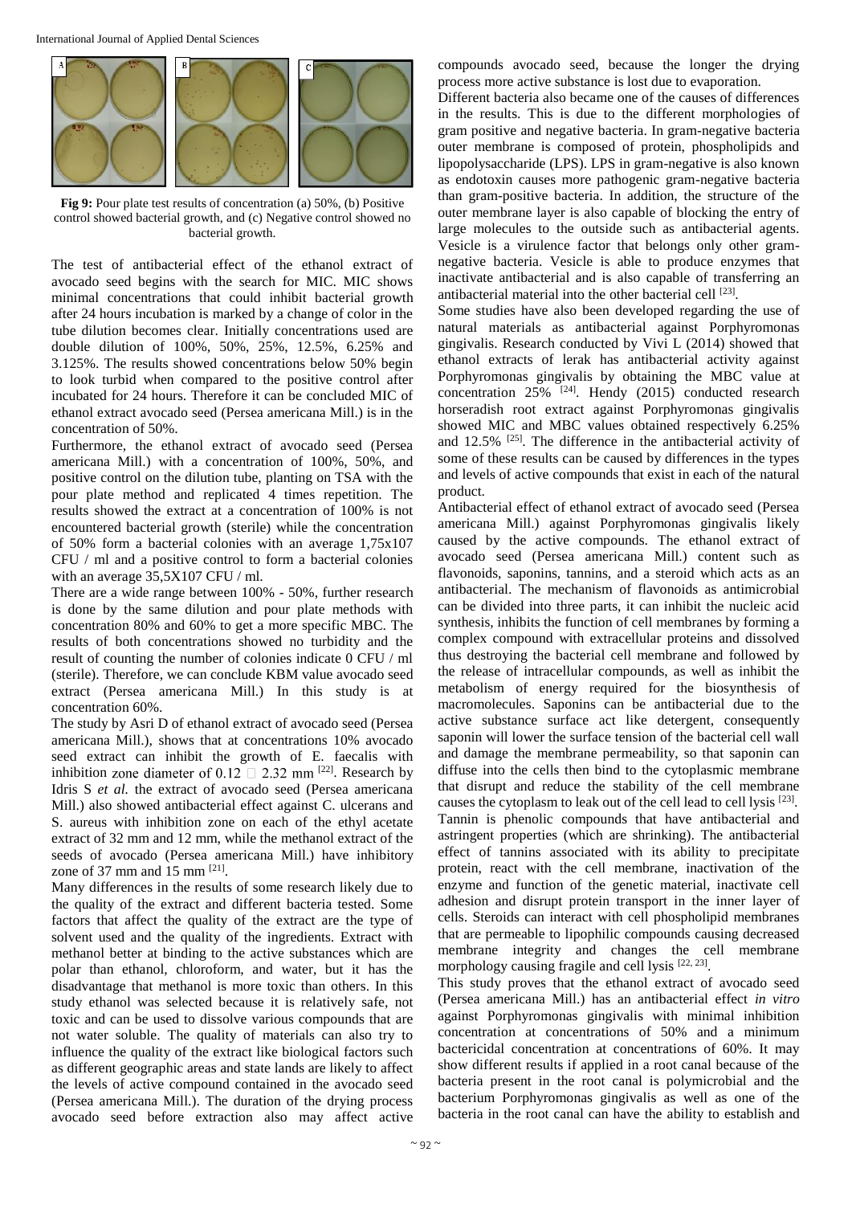**Fig 9:** Pour plate test results of concentration (a) 50%, (b) Positive control showed bacterial growth, and (c) Negative control showed no bacterial growth.

The test of antibacterial effect of the ethanol extract of avocado seed begins with the search for MIC. MIC shows minimal concentrations that could inhibit bacterial growth after 24 hours incubation is marked by a change of color in the tube dilution becomes clear. Initially concentrations used are double dilution of 100%, 50%, 25%, 12.5%, 6.25% and 3.125%. The results showed concentrations below 50% begin to look turbid when compared to the positive control after incubated for 24 hours. Therefore it can be concluded MIC of ethanol extract avocado seed (Persea americana Mill.) is in the concentration of 50%.

Furthermore, the ethanol extract of avocado seed (Persea americana Mill.) with a concentration of 100%, 50%, and positive control on the dilution tube, planting on TSA with the pour plate method and replicated 4 times repetition. The results showed the extract at a concentration of 100% is not encountered bacterial growth (sterile) while the concentration of 50% form a bacterial colonies with an average 1,75x107 CFU / ml and a positive control to form a bacterial colonies with an average 35,5X107 CFU / ml.

There are a wide range between 100% - 50%, further research is done by the same dilution and pour plate methods with concentration 80% and 60% to get a more specific MBC. The results of both concentrations showed no turbidity and the result of counting the number of colonies indicate 0 CFU / ml (sterile). Therefore, we can conclude KBM value avocado seed extract (Persea americana Mill.) In this study is at concentration 60%.

The study by Asri D of ethanol extract of avocado seed (Persea americana Mill.), shows that at concentrations 10% avocado seed extract can inhibit the growth of E. faecalis with inhibition zone diameter of 0.12 ± 2.32 mm [22]. Research by Idris S *et al.* the extract of avocado seed (Persea americana Mill.) also showed antibacterial effect against C. ulcerans and S. aureus with inhibition zone on each of the ethyl acetate extract of 32 mm and 12 mm, while the methanol extract of the seeds of avocado (Persea americana Mill.) have inhibitory zone of 37 mm and 15 mm [21].

Many differences in the results of some research likely due to the quality of the extract and different bacteria tested. Some factors that affect the quality of the extract are the type of solvent used and the quality of the ingredients. Extract with methanol better at binding to the active substances which are polar than ethanol, chloroform, and water, but it has the disadvantage that methanol is more toxic than others. In this study ethanol was selected because it is relatively safe, not toxic and can be used to dissolve various compounds that are not water soluble. The quality of materials can also try to influence the quality of the extract like biological factors such as different geographic areas and state lands are likely to affect the levels of active compound contained in the avocado seed (Persea americana Mill.). The duration of the drying process avocado seed before extraction also may affect active compounds avocado seed, because the longer the drying process more active substance is lost due to evaporation.

Different bacteria also became one of the causes of differences in the results. This is due to the different morphologies of gram positive and negative bacteria. In gram-negative bacteria outer membrane is composed of protein, phospholipids and lipopolysaccharide (LPS). LPS in gram-negative is also known as endotoxin causes more pathogenic gram-negative bacteria than gram-positive bacteria. In addition, the structure of the outer membrane layer is also capable of blocking the entry of large molecules to the outside such as antibacterial agents. Vesicle is a virulence factor that belongs only other gram-negative bacteria. Vesicle is able to produce enzymes that inactivate antibacterial and is also capable of transferring an antibacterial material into the other bacterial cell [23].

Some studies have also been developed regarding the use of natural materials as antibacterial against Porphyromonas gingivalis. Research conducted by Vivi L (2014) showed that ethanol extracts of lerak has antibacterial activity against Porphyromonas gingivalis by obtaining the MBC value at concentration 25% [24]. Hendy (2015) conducted research horseradish root extract against Porphyromonas gingivalis showed MIC and MBC values obtained respectively 6.25% and 12.5% [25]. The difference in the antibacterial activity of some of these results can be caused by differences in the types and levels of active compounds that exist in each of the natural product.

Antibacterial effect of ethanol extract of avocado seed (Persea americana Mill.) against Porphyromonas gingivalis likely caused by the active compounds. The ethanol extract of avocado seed (Persea americana Mill.) content such as flavonoids, saponins, tannins, and a steroid which acts as an antibacterial. The mechanism of flavonoids as antimicrobial can be divided into three parts, it can inhibit the nucleic acid synthesis, inhibits the function of cell membranes by forming a complex compound with extracellular proteins and dissolved thus destroying the bacterial cell membrane and followed by the release of intracellular compounds, as well as inhibit the metabolism of energy required for the biosynthesis of macromolecules. Saponins can be antibacterial due to the active substance surface act like detergent, consequently saponin will lower the surface tension of the bacterial cell wall and damage the membrane permeability, so that saponin can diffuse into the cells then bind to the cytoplasmic membrane that disrupt and reduce the stability of the cell membrane causes the cytoplasm to leak out of the cell lead to cell lysis [23]. Tannin is phenolic compounds that have antibacterial and astringent properties (which are shrinking). The antibacterial effect of tannins associated with its ability to precipitate protein, react with the cell membrane, inactivation of the enzyme and function of the genetic material, inactivate cell adhesion and disrupt protein transport in the inner layer of cells. Steroids can interact with cell phospholipid membranes that are permeable to lipophilic compounds causing decreased membrane integrity and changes the cell membrane morphology causing fragile and cell lysis [22, 23].

This study proves that the ethanol extract of avocado seed (Persea americana Mill.) has an antibacterial effect *in vitro* against Porphyromonas gingivalis with minimal inhibition concentration at concentrations of 50% and a minimum bactericidal concentration at concentrations of 60%. It may show different results if applied in a root canal because of the bacteria present in the root canal is polymicrobial and the bacterium Porphyromonas gingivalis as well as one of the bacteria in the root canal can have the ability to establish and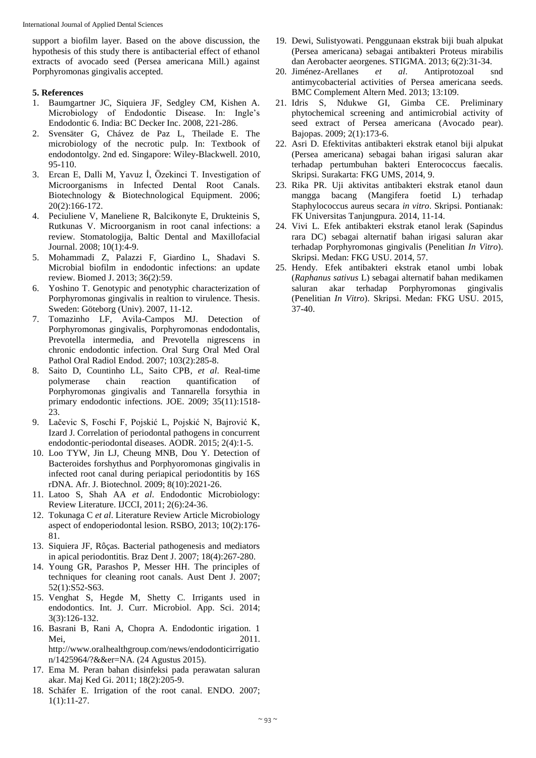support a biofilm layer. Based on the above discussion, the hypothesis of this study there is antibacterial effect of ethanol extracts of avocado seed (Persea americana Mill.) against Porphyromonas gingivalis accepted.

## 5. References

1. Baumgartner JC, Siquiera JF, Sedgley CM, Kishen A. Microbiology of Endodontic Disease. In: Ingle's Endodontic 6. India: BC Decker Inc. 2008, 221-286.
2. Svensäter G, Chávez de Paz L, Theilade E. The microbiology of the necrotic pulp. In: Textbook of endodontolgy. 2nd ed. Singapore: Wiley-Blackwell. 2010, 95-110.
3. Ercan E, Dalli M, Yavuz İ, Özekinci T. Investigation of Microorganisms in Infected Dental Root Canals. Biotechnology & Biotechnological Equipment. 2006; 20(2):166-172.
4. Peciuliene V, Maneliene R, Balcikonyte E, Drukteinis S, Rutkunas V. Microorganism in root canal infections: a review. Stomatologija, Baltic Dental and Maxillofacial Journal. 2008; 10(1):4-9.
5. Mohammadi Z, Palazzi F, Giardino L, Shadavi S. Microbial biofilm in endodontic infections: an update review. Biomed J. 2013; 36(2):59.
6. Yoshino T. Genotypic and penotyphic characterization of Porphyromonas gingivalis in realtion to virulence. Thesis. Sweden: Göteborg (Univ). 2007, 11-12.
7. Tomazinho LF, Avila-Campos MJ. Detection of Porphyromonas gingivalis, Porphyromonas endodontalis, Prevotella intermedia, and Prevotella nigrescens in chronic endodontic infection. Oral Surg Oral Med Oral Pathol Oral Radiol Endod. 2007; 103(2):285-8.
8. Saito D, Countinho LL, Saito CPB, *et al*. Real-time polymerase chain reaction quantification of Porphyromonas gingivalis and Tannarella forsythia in primary endodontic infections. JOE. 2009; 35(11):1518-23.
9. Lačevic S, Foschi F, Pojskić L, Pojskić N, Bajrović K, Izard J. Correlation of periodontal pathogens in concurrent endodontic-periodontal diseases. AODR. 2015; 2(4):1-5.
10. Loo TYW, Jin LJ, Cheung MNB, Dou Y. Detection of Bacteroides forshythus and Porphyoromonas gingivalis in infected root canal during periapical periodontitis by 16S rDNA. Afr. J. Biotechnol. 2009; 8(10):2021-26.
11. Latoo S, Shah AA *et al*. Endodontic Microbiology: Review Literature. IJCCI, 2011; 2(6):24-36.
12. Tokunaga C *et al*. Literature Review Article Microbiology aspect of endoperiodontal lesion. RSBO, 2013; 10(2):176-81.
13. Siquiera JF, Rôças. Bacterial pathogenesis and mediators in apical periodontitis. Braz Dent J. 2007; 18(4):267-280.
14. Young GR, Parashos P, Messer HH. The principles of techniques for cleaning root canals. Aust Dent J. 2007; 52(1):S52-S63.
15. Venghat S, Hegde M, Shetty C. Irrigants used in endodontics. Int. J. Curr. Microbiol. App. Sci. 2014; 3(3):126-132.
16. Basrani B, Rani A, Chopra A. Endodontic irigation. 1 Mei, 2011. http://www.oralhealthgroup.com/news/endodonticirrigation/1425964/?&&er=NA. (24 Agustus 2015).
17. Ema M. Peran bahan disinfeksi pada perawatan saluran akar. Maj Ked Gi. 2011; 18(2):205-9.
18. Schäfer E. Irrigation of the root canal. ENDO. 2007; 1(1):11-27.
19. Dewi, Sulistyowati. Penggunaan ekstrak biji buah alpukat (Persea americana) sebagai antibakteri Proteus mirabilis dan Aerobacter aeorgenes. STIGMA. 2013; 6(2):31-34.
20. Jiménez-Arellanes *et al*. Antiprotozoal snd antimycobacterial activities of Persea americana seeds. BMC Complement Altern Med. 2013; 13:109.
21. Idris S, Ndukwe GI, Gimba CE. Preliminary phytochemical screening and antimicrobial activity of seed extract of Persea americana (Avocado pear). Bajopas. 2009; 2(1):173-6.
22. Asri D. Efektivitas antibakteri ekstrak etanol biji alpukat (Persea americana) sebagai bahan irigasi saluran akar terhadap pertumbuhan bakteri Enterococcus faecalis. Skripsi. Surakarta: FKG UMS, 2014, 9.
23. Rika PR. Uji aktivitas antibakteri ekstrak etanol daun mangga bacang (Mangifera foetid L) terhadap Staphylococcus aureus secara *in vitro*. Skripsi. Pontianak: FK Universitas Tanjungpura. 2014, 11-14.
24. Vivi L. Efek antibakteri ekstrak etanol lerak (Sapindus rara DC) sebagai alternatif bahan irigasi saluran akar terhadap Porphyromonas gingivalis (Penelitian *In Vitro*). Skripsi. Medan: FKG USU. 2014, 57.
25. Hendy. Efek antibakteri ekstrak etanol umbi lobak (*Raphanus sativus* L) sebagai alternatif bahan medikamen saluran akar terhadap Porphyromonas gingivalis (Penelitian *In Vitro*). Skripsi. Medan: FKG USU. 2015, 37-40.